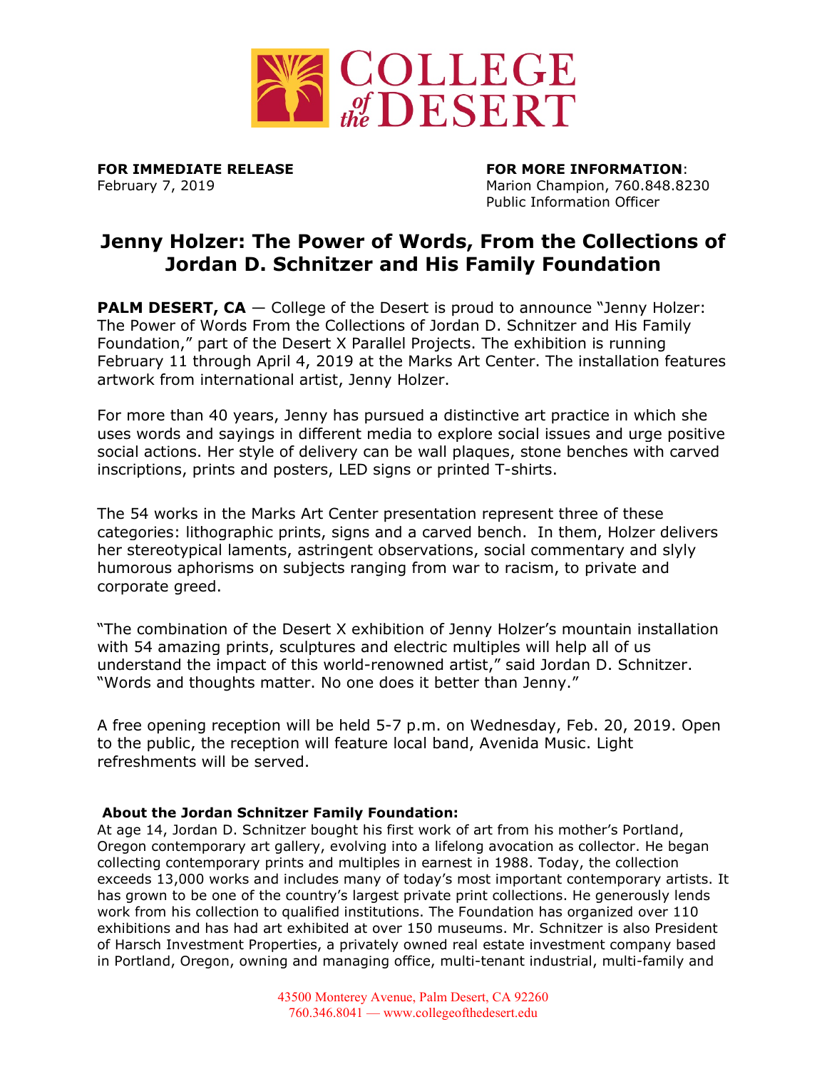# COLLEGE of the DESERT

**FOR IMMEDIATE RELEASE**
February 7, 2019

**FOR MORE INFORMATION**:
Marion Champion, 760.848.8230
Public Information Officer

## Jenny Holzer: The Power of Words, From the Collections of Jordan D. Schnitzer and His Family Foundation

**PALM DESERT, CA** — College of the Desert is proud to announce "Jenny Holzer: The Power of Words From the Collections of Jordan D. Schnitzer and His Family Foundation," part of the Desert X Parallel Projects. The exhibition is running February 11 through April 4, 2019 at the Marks Art Center. The installation features artwork from international artist, Jenny Holzer.

For more than 40 years, Jenny has pursued a distinctive art practice in which she uses words and sayings in different media to explore social issues and urge positive social actions. Her style of delivery can be wall plaques, stone benches with carved inscriptions, prints and posters, LED signs or printed T-shirts.

The 54 works in the Marks Art Center presentation represent three of these categories: lithographic prints, signs and a carved bench. In them, Holzer delivers her stereotypical laments, astringent observations, social commentary and slyly humorous aphorisms on subjects ranging from war to racism, to private and corporate greed.

"The combination of the Desert X exhibition of Jenny Holzer's mountain installation with 54 amazing prints, sculptures and electric multiples will help all of us understand the impact of this world-renowned artist," said Jordan D. Schnitzer. "Words and thoughts matter. No one does it better than Jenny."

A free opening reception will be held 5-7 p.m. on Wednesday, Feb. 20, 2019. Open to the public, the reception will feature local band, Avenida Music. Light refreshments will be served.

**About the Jordan Schnitzer Family Foundation:**
At age 14, Jordan D. Schnitzer bought his first work of art from his mother's Portland, Oregon contemporary art gallery, evolving into a lifelong avocation as collector. He began collecting contemporary prints and multiples in earnest in 1988. Today, the collection exceeds 13,000 works and includes many of today's most important contemporary artists. It has grown to be one of the country's largest private print collections. He generously lends work from his collection to qualified institutions. The Foundation has organized over 110 exhibitions and has had art exhibited at over 150 museums. Mr. Schnitzer is also President of Harsch Investment Properties, a privately owned real estate investment company based in Portland, Oregon, owning and managing office, multi-tenant industrial, multi-family and

43500 Monterey Avenue, Palm Desert, CA 92260
760.346.8041 — www.collegeofthedesert.edu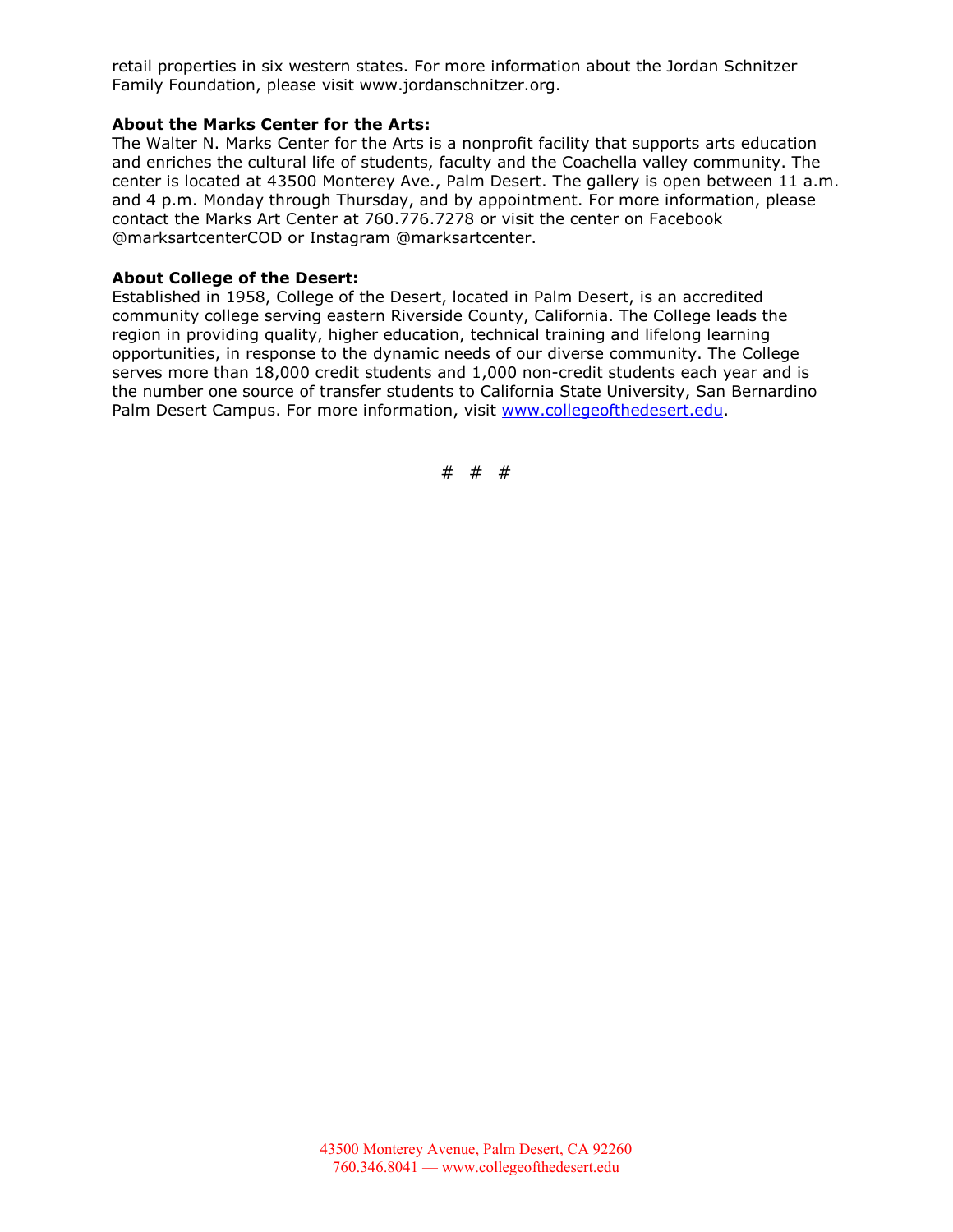retail properties in six western states. For more information about the Jordan Schnitzer Family Foundation, please visit www.jordanschnitzer.org.

**About the Marks Center for the Arts:**
The Walter N. Marks Center for the Arts is a nonprofit facility that supports arts education and enriches the cultural life of students, faculty and the Coachella valley community. The center is located at 43500 Monterey Ave., Palm Desert. The gallery is open between 11 a.m. and 4 p.m. Monday through Thursday, and by appointment. For more information, please contact the Marks Art Center at 760.776.7278 or visit the center on Facebook @marksartcenterCOD or Instagram @marksartcenter.

**About College of the Desert:**
Established in 1958, College of the Desert, located in Palm Desert, is an accredited community college serving eastern Riverside County, California. The College leads the region in providing quality, higher education, technical training and lifelong learning opportunities, in response to the dynamic needs of our diverse community. The College serves more than 18,000 credit students and 1,000 non-credit students each year and is the number one source of transfer students to California State University, San Bernardino Palm Desert Campus. For more information, visit [www.collegeofthedesert.edu](http://www.collegeofthedesert.edu).

# # #